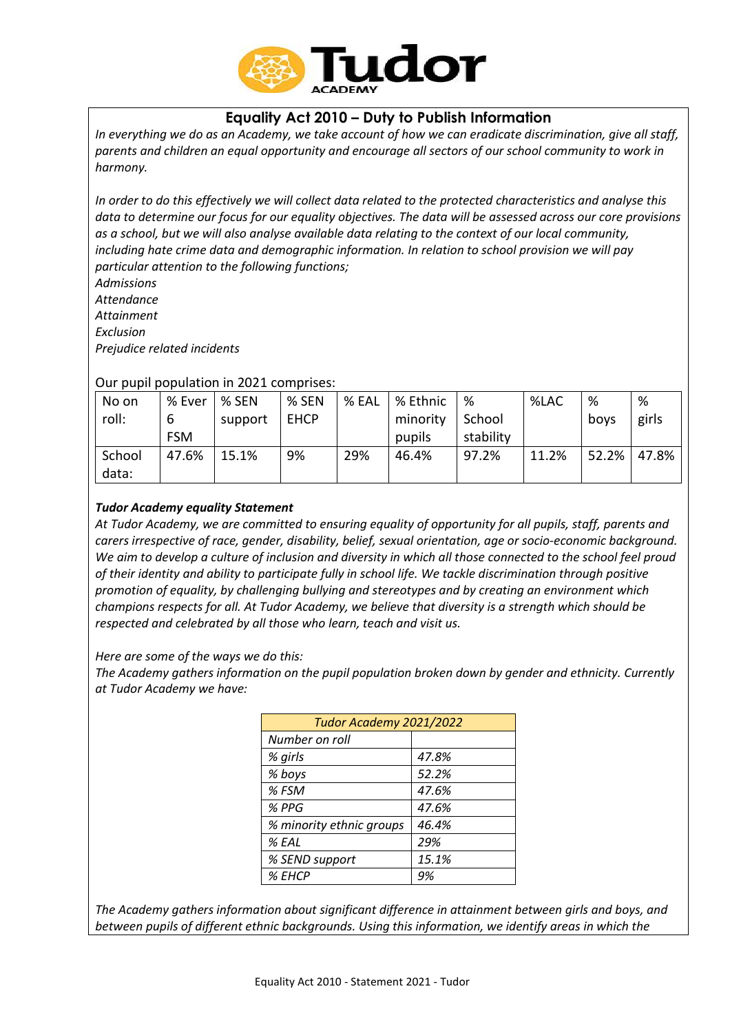## Equality Act 2010 – Duty to Publish Information

*In everything we do as an Academy, we take account of how we can eradicate discrimination, give all staff, parents and children an equal opportunity and encourage all sectors of our school community to work in harmony.*

*In order to do this effectively we will collect data related to the protected characteristics and analyse this data to determine our focus for our equality objectives. The data will be assessed across our core provisions as a school, but we will also analyse available data relating to the context of our local community, including hate crime data and demographic information. In relation to school provision we will pay particular attention to the following functions;*

*Admissions*
*Attendance*
*Attainment*
*Exclusion*
*Prejudice related incidents*

Our pupil population in 2021 comprises:

| No on roll: | % Ever 6 FSM | % SEN support | % SEN EHCP | % EAL | % Ethnic minority pupils | % School stability | %LAC | % boys | % girls |
|---|---|---|---|---|---|---|---|---|---|
| School data: | 47.6% | 15.1% | 9% | 29% | 46.4% | 97.2% | 11.2% | 52.2% | 47.8% |

***Tudor Academy equality Statement***

*At Tudor Academy, we are committed to ensuring equality of opportunity for all pupils, staff, parents and carers irrespective of race, gender, disability, belief, sexual orientation, age or socio-economic background. We aim to develop a culture of inclusion and diversity in which all those connected to the school feel proud of their identity and ability to participate fully in school life. We tackle discrimination through positive promotion of equality, by challenging bullying and stereotypes and by creating an environment which champions respects for all. At Tudor Academy, we believe that diversity is a strength which should be respected and celebrated by all those who learn, teach and visit us.*

*Here are some of the ways we do this:*
*The Academy gathers information on the pupil population broken down by gender and ethnicity. Currently at Tudor Academy we have:*

| *Tudor Academy 2021/2022* | |
|---|---|
| *Number on roll* | |
| *% girls* | *47.8%* |
| *% boys* | *52.2%* |
| *% FSM* | *47.6%* |
| *% PPG* | *47.6%* |
| *% minority ethnic groups* | *46.4%* |
| *% EAL* | *29%* |
| *% SEND support* | *15.1%* |
| *% EHCP* | *9%* |

*The Academy gathers information about significant difference in attainment between girls and boys, and between pupils of different ethnic backgrounds. Using this information, we identify areas in which the*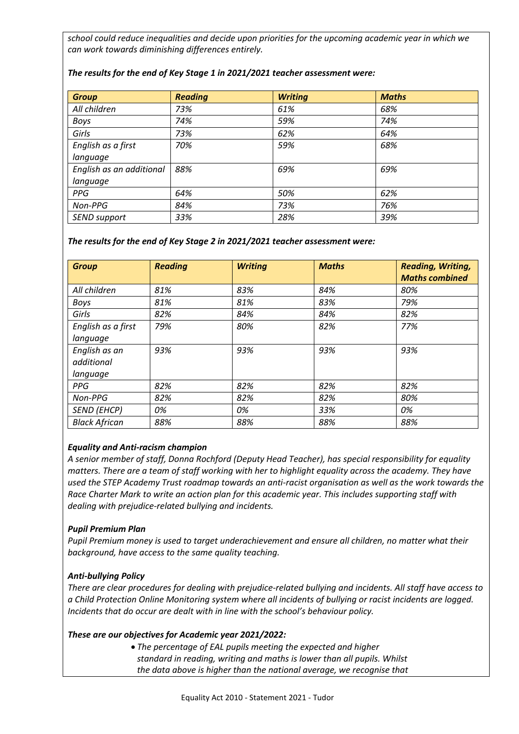*school could reduce inequalities and decide upon priorities for the upcoming academic year in which we can work towards diminishing differences entirely.*

***The results for the end of Key Stage 1 in 2021/2021 teacher assessment were:***

| *Group* | *Reading* | *Writing* | *Maths* |
|---|---|---|---|
| *All children* | *73%* | *61%* | *68%* |
| *Boys* | *74%* | *59%* | *74%* |
| *Girls* | *73%* | *62%* | *64%* |
| *English as a first language* | *70%* | *59%* | *68%* |
| *English as an additional language* | *88%* | *69%* | *69%* |
| *PPG* | *64%* | *50%* | *62%* |
| *Non-PPG* | *84%* | *73%* | *76%* |
| *SEND support* | *33%* | *28%* | *39%* |

***The results for the end of Key Stage 2 in 2021/2021 teacher assessment were:***

| *Group* | *Reading* | *Writing* | *Maths* | *Reading, Writing, Maths combined* |
|---|---|---|---|---|
| *All children* | *81%* | *83%* | *84%* | *80%* |
| *Boys* | *81%* | *81%* | *83%* | *79%* |
| *Girls* | *82%* | *84%* | *84%* | *82%* |
| *English as a first language* | *79%* | *80%* | *82%* | *77%* |
| *English as an additional language* | *93%* | *93%* | *93%* | *93%* |
| *PPG* | *82%* | *82%* | *82%* | *82%* |
| *Non-PPG* | *82%* | *82%* | *82%* | *80%* |
| *SEND (EHCP)* | *0%* | *0%* | *33%* | *0%* |
| *Black African* | *88%* | *88%* | *88%* | *88%* |

***Equality and Anti-racism champion***

*A senior member of staff, Donna Rochford (Deputy Head Teacher), has special responsibility for equality matters. There are a team of staff working with her to highlight equality across the academy. They have used the STEP Academy Trust roadmap towards an anti-racist organisation as well as the work towards the Race Charter Mark to write an action plan for this academic year. This includes supporting staff with dealing with prejudice-related bullying and incidents.*

***Pupil Premium Plan***

*Pupil Premium money is used to target underachievement and ensure all children, no matter what their background, have access to the same quality teaching.*

***Anti-bullying Policy***

*There are clear procedures for dealing with prejudice-related bullying and incidents. All staff have access to a Child Protection Online Monitoring system where all incidents of bullying or racist incidents are logged. Incidents that do occur are dealt with in line with the school's behaviour policy.*

***These are our objectives for Academic year 2021/2022:***

- *The percentage of EAL pupils meeting the expected and higher standard in reading, writing and maths is lower than all pupils. Whilst the data above is higher than the national average, we recognise that*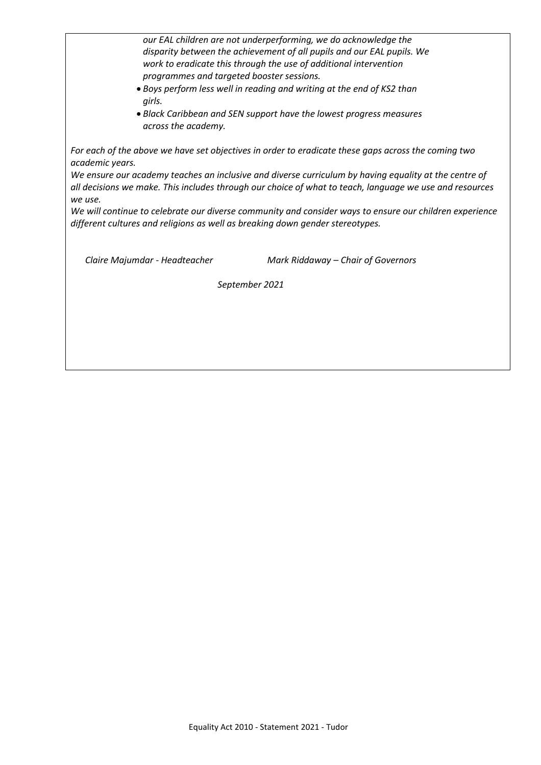*our EAL children are not underperforming, we do acknowledge the disparity between the achievement of all pupils and our EAL pupils. We work to eradicate this through the use of additional intervention programmes and targeted booster sessions.*

- *Boys perform less well in reading and writing at the end of KS2 than girls.*
- *Black Caribbean and SEN support have the lowest progress measures across the academy.*

*For each of the above we have set objectives in order to eradicate these gaps across the coming two academic years.*

*We ensure our academy teaches an inclusive and diverse curriculum by having equality at the centre of all decisions we make. This includes through our choice of what to teach, language we use and resources we use.*

*We will continue to celebrate our diverse community and consider ways to ensure our children experience different cultures and religions as well as breaking down gender stereotypes.*

*Claire Majumdar - Headteacher*　　　　*Mark Riddaway – Chair of Governors*

*September 2021*